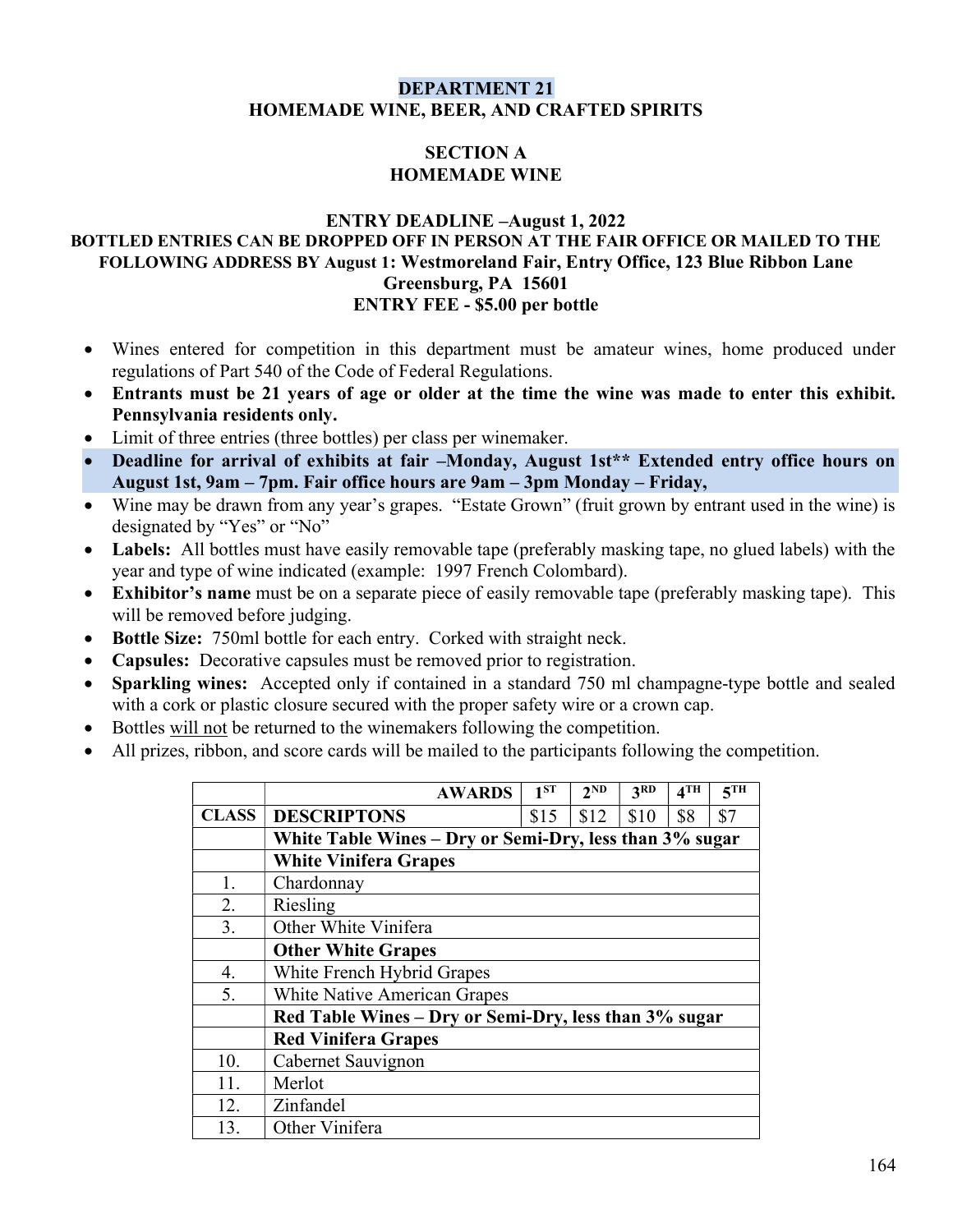# DEPARTMENT 21
# HOMEMADE WINE, BEER, AND CRAFTED SPIRITS

## SECTION A
## HOMEMADE WINE

### ENTRY DEADLINE –August 1, 2022

**BOTTLED ENTRIES CAN BE DROPPED OFF IN PERSON AT THE FAIR OFFICE OR MAILED TO THE FOLLOWING ADDRESS BY August 1: Westmoreland Fair, Entry Office, 123 Blue Ribbon Lane Greensburg, PA 15601**

**ENTRY FEE - $5.00 per bottle**

- Wines entered for competition in this department must be amateur wines, home produced under regulations of Part 540 of the Code of Federal Regulations.
- **Entrants must be 21 years of age or older at the time the wine was made to enter this exhibit. Pennsylvania residents only.**
- Limit of three entries (three bottles) per class per winemaker.
- **Deadline for arrival of exhibits at fair –Monday, August 1st\*\* Extended entry office hours on August 1st, 9am – 7pm. Fair office hours are 9am – 3pm Monday – Friday,**
- Wine may be drawn from any year's grapes. "Estate Grown" (fruit grown by entrant used in the wine) is designated by "Yes" or "No"
- **Labels:** All bottles must have easily removable tape (preferably masking tape, no glued labels) with the year and type of wine indicated (example: 1997 French Colombard).
- **Exhibitor's name** must be on a separate piece of easily removable tape (preferably masking tape). This will be removed before judging.
- **Bottle Size:** 750ml bottle for each entry. Corked with straight neck.
- **Capsules:** Decorative capsules must be removed prior to registration.
- **Sparkling wines:** Accepted only if contained in a standard 750 ml champagne-type bottle and sealed with a cork or plastic closure secured with the proper safety wire or a crown cap.
- Bottles <u>will not</u> be returned to the winemakers following the competition.
- All prizes, ribbon, and score cards will be mailed to the participants following the competition.

| | AWARDS | 1ST | 2ND | 3RD | 4TH | 5TH |
|---|---|---|---|---|---|---|
| **CLASS** | **DESCRIPTONS** | $15 | $12 | $10 | $8 | $7 |
| | **White Table Wines – Dry or Semi-Dry, less than 3% sugar** | | | | | |
| | **White Vinifera Grapes** | | | | | |
| 1. | Chardonnay | | | | | |
| 2. | Riesling | | | | | |
| 3. | Other White Vinifera | | | | | |
| | **Other White Grapes** | | | | | |
| 4. | White French Hybrid Grapes | | | | | |
| 5. | White Native American Grapes | | | | | |
| | **Red Table Wines – Dry or Semi-Dry, less than 3% sugar** | | | | | |
| | **Red Vinifera Grapes** | | | | | |
| 10. | Cabernet Sauvignon | | | | | |
| 11. | Merlot | | | | | |
| 12. | Zinfandel | | | | | |
| 13. | Other Vinifera | | | | | |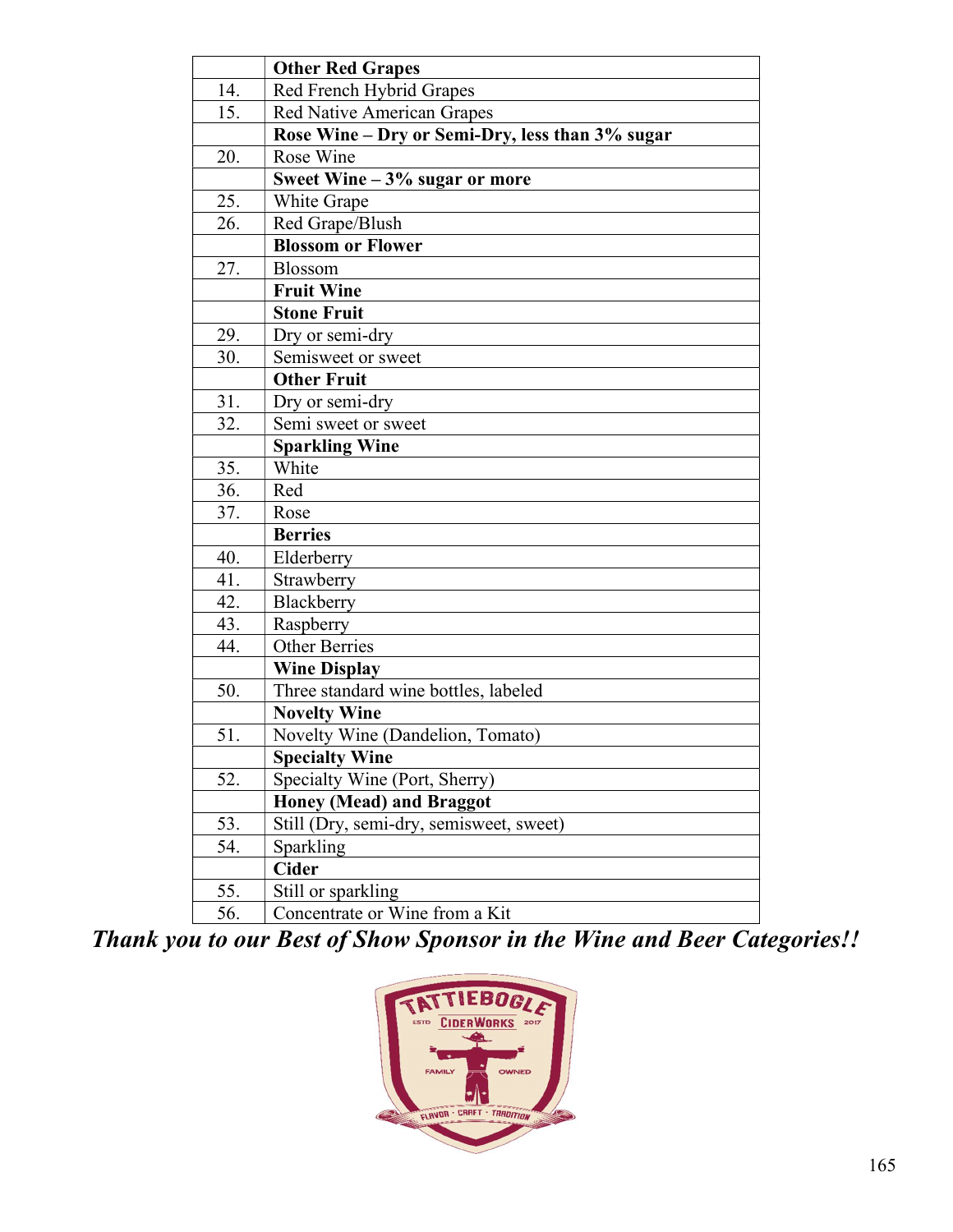| | **Other Red Grapes** |
|---|---|
| 14. | Red French Hybrid Grapes |
| 15. | Red Native American Grapes |
| | **Rose Wine – Dry or Semi-Dry, less than 3% sugar** |
| 20. | Rose Wine |
| | **Sweet Wine – 3% sugar or more** |
| 25. | White Grape |
| 26. | Red Grape/Blush |
| | **Blossom or Flower** |
| 27. | Blossom |
| | **Fruit Wine** |
| | **Stone Fruit** |
| 29. | Dry or semi-dry |
| 30. | Semisweet or sweet |
| | **Other Fruit** |
| 31. | Dry or semi-dry |
| 32. | Semi sweet or sweet |
| | **Sparkling Wine** |
| 35. | White |
| 36. | Red |
| 37. | Rose |
| | **Berries** |
| 40. | Elderberry |
| 41. | Strawberry |
| 42. | Blackberry |
| 43. | Raspberry |
| 44. | Other Berries |
| | **Wine Display** |
| 50. | Three standard wine bottles, labeled |
| | **Novelty Wine** |
| 51. | Novelty Wine (Dandelion, Tomato) |
| | **Specialty Wine** |
| 52. | Specialty Wine (Port, Sherry) |
| | **Honey (Mead) and Braggot** |
| 53. | Still (Dry, semi-dry, semisweet, sweet) |
| 54. | Sparkling |
| | **Cider** |
| 55. | Still or sparkling |
| 56. | Concentrate or Wine from a Kit |

***Thank you to our Best of Show Sponsor in the Wine and Beer Categories!!***

TATTIEBOGLE CIDERWORKS ESTD 2017 FAMILY OWNED FLAVOR · CRAFT · TRADITION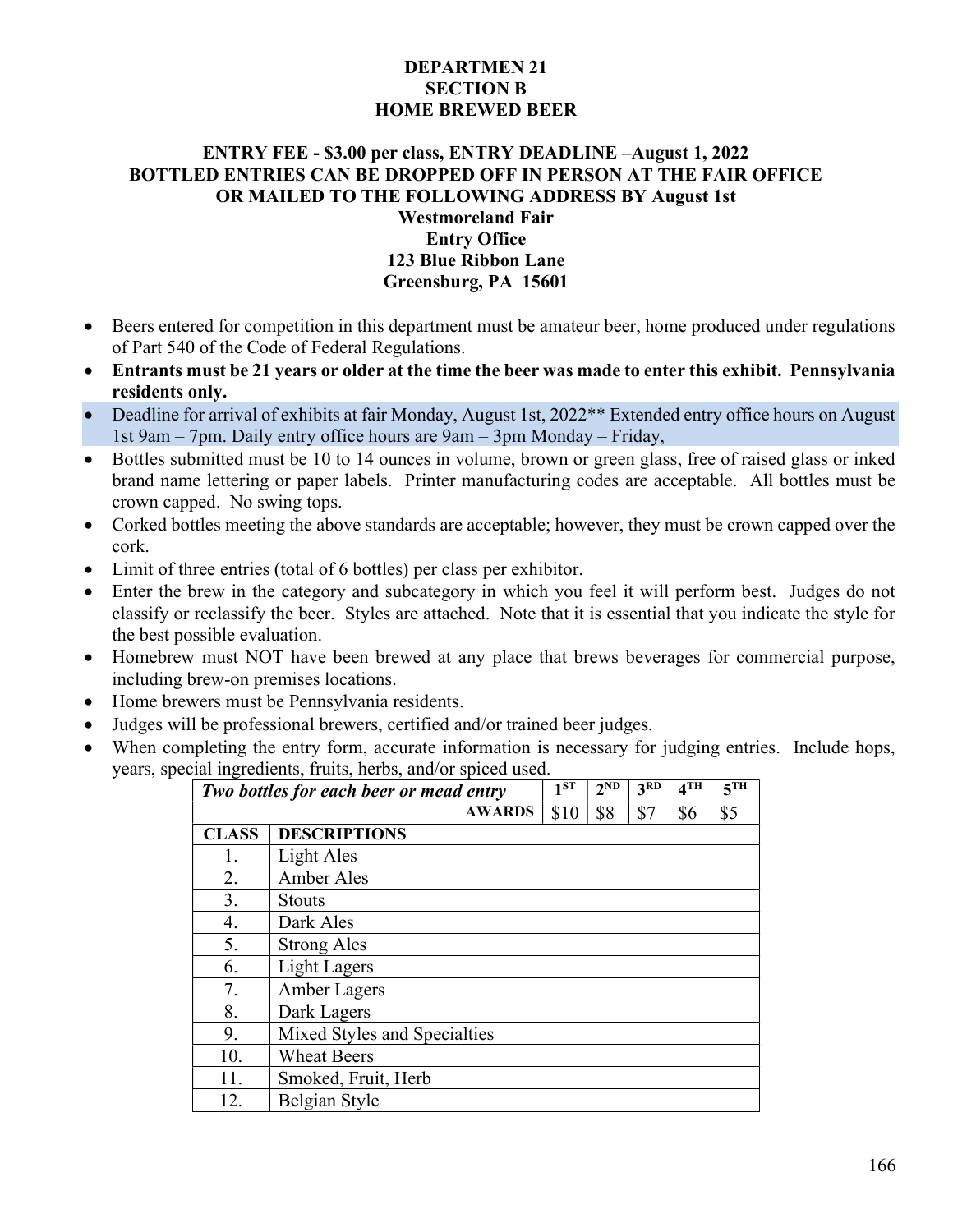# DEPARTMEN 21
## SECTION B
## HOME BREWED BEER

**ENTRY FEE - $3.00 per class, ENTRY DEADLINE –August 1, 2022**
**BOTTLED ENTRIES CAN BE DROPPED OFF IN PERSON AT THE FAIR OFFICE OR MAILED TO THE FOLLOWING ADDRESS BY August 1st**
**Westmoreland Fair**
**Entry Office**
**123 Blue Ribbon Lane**
**Greensburg, PA 15601**

- Beers entered for competition in this department must be amateur beer, home produced under regulations of Part 540 of the Code of Federal Regulations.
- **Entrants must be 21 years or older at the time the beer was made to enter this exhibit. Pennsylvania residents only.**
- Deadline for arrival of exhibits at fair Monday, August 1st, 2022** Extended entry office hours on August 1st 9am – 7pm. Daily entry office hours are 9am – 3pm Monday – Friday,
- Bottles submitted must be 10 to 14 ounces in volume, brown or green glass, free of raised glass or inked brand name lettering or paper labels. Printer manufacturing codes are acceptable. All bottles must be crown capped. No swing tops.
- Corked bottles meeting the above standards are acceptable; however, they must be crown capped over the cork.
- Limit of three entries (total of 6 bottles) per class per exhibitor.
- Enter the brew in the category and subcategory in which you feel it will perform best. Judges do not classify or reclassify the beer. Styles are attached. Note that it is essential that you indicate the style for the best possible evaluation.
- Homebrew must NOT have been brewed at any place that brews beverages for commercial purpose, including brew-on premises locations.
- Home brewers must be Pennsylvania residents.
- Judges will be professional brewers, certified and/or trained beer judges.
- When completing the entry form, accurate information is necessary for judging entries. Include hops, years, special ingredients, fruits, herbs, and/or spiced used.

| *Two bottles for each beer or mead entry* | | 1ST | 2ND | 3RD | 4TH | 5TH |
|---|---|---|---|---|---|---|
| | **AWARDS** | $10 | $8 | $7 | $6 | $5 |
| **CLASS** | **DESCRIPTIONS** | | | | | |
| 1. | Light Ales | | | | | |
| 2. | Amber Ales | | | | | |
| 3. | Stouts | | | | | |
| 4. | Dark Ales | | | | | |
| 5. | Strong Ales | | | | | |
| 6. | Light Lagers | | | | | |
| 7. | Amber Lagers | | | | | |
| 8. | Dark Lagers | | | | | |
| 9. | Mixed Styles and Specialties | | | | | |
| 10. | Wheat Beers | | | | | |
| 11. | Smoked, Fruit, Herb | | | | | |
| 12. | Belgian Style | | | | | |